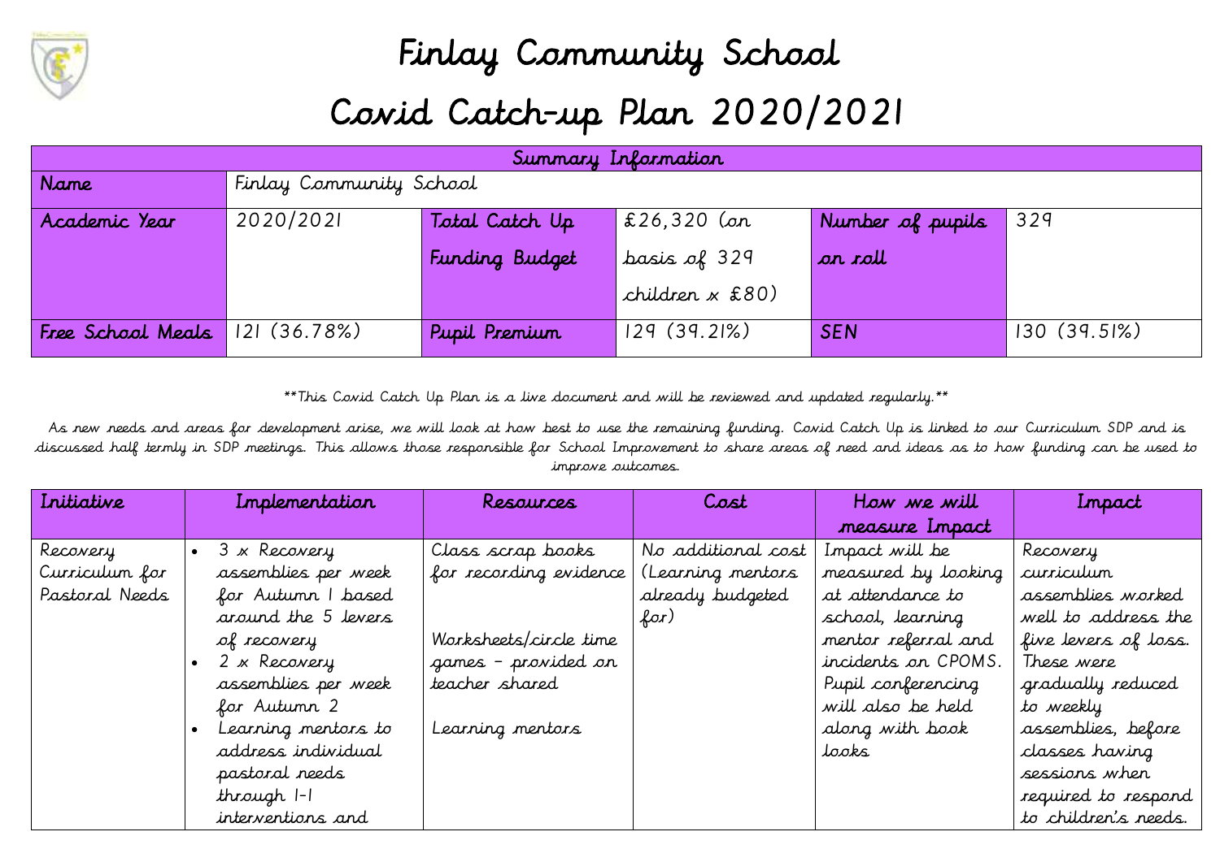# Finlay Community School

# Covid Catch-up Plan 2020/2021

| Summary Information | | | | | |
|---|---|---|---|---|---|
| Name | Finlay Community School | | | | |
| Academic Year | 2020/2021 | Total Catch Up Funding Budget | £26,320 (on basis of 329 children x £80) | Number of pupils on roll | 329 |
| Free School Meals | 121 (36.78%) | Pupil Premium | 129 (39.21%) | SEN | 130 (39.51%) |

**This Covid Catch Up Plan is a live document and will be reviewed and updated regularly.**

As new needs and areas for development arise, we will look at how best to use the remaining funding. Covid Catch Up is linked to our Curriculum SDP and is discussed half termly in SDP meetings. This allows those responsible for School Improvement to share areas of need and ideas as to how funding can be used to improve outcomes.

| Initiative | Implementation | Resources | Cost | How we will measure Impact | Impact |
|---|---|---|---|---|---|
| Recovery Curriculum for Pastoral Needs | • 3 x Recovery assemblies per week for Autumn 1 based around the 5 levers of recovery<br>• 2 x Recovery assemblies per week for Autumn 2<br>• Learning mentors to address individual pastoral needs through 1-1 interventions and | Class scrap books for recording evidence<br><br>Worksheets/circle time games – provided on teacher shared<br><br>Learning mentors | No additional cost (Learning mentors already budgeted for) | Impact will be measured by looking at attendance to school, learning mentor referral and incidents on CPOMS. Pupil conferencing will also be held along with book looks | Recovery curriculum assemblies worked well to address the five levers of loss. These were gradually reduced to weekly assemblies, before classes having sessions when required to respond to children's needs. |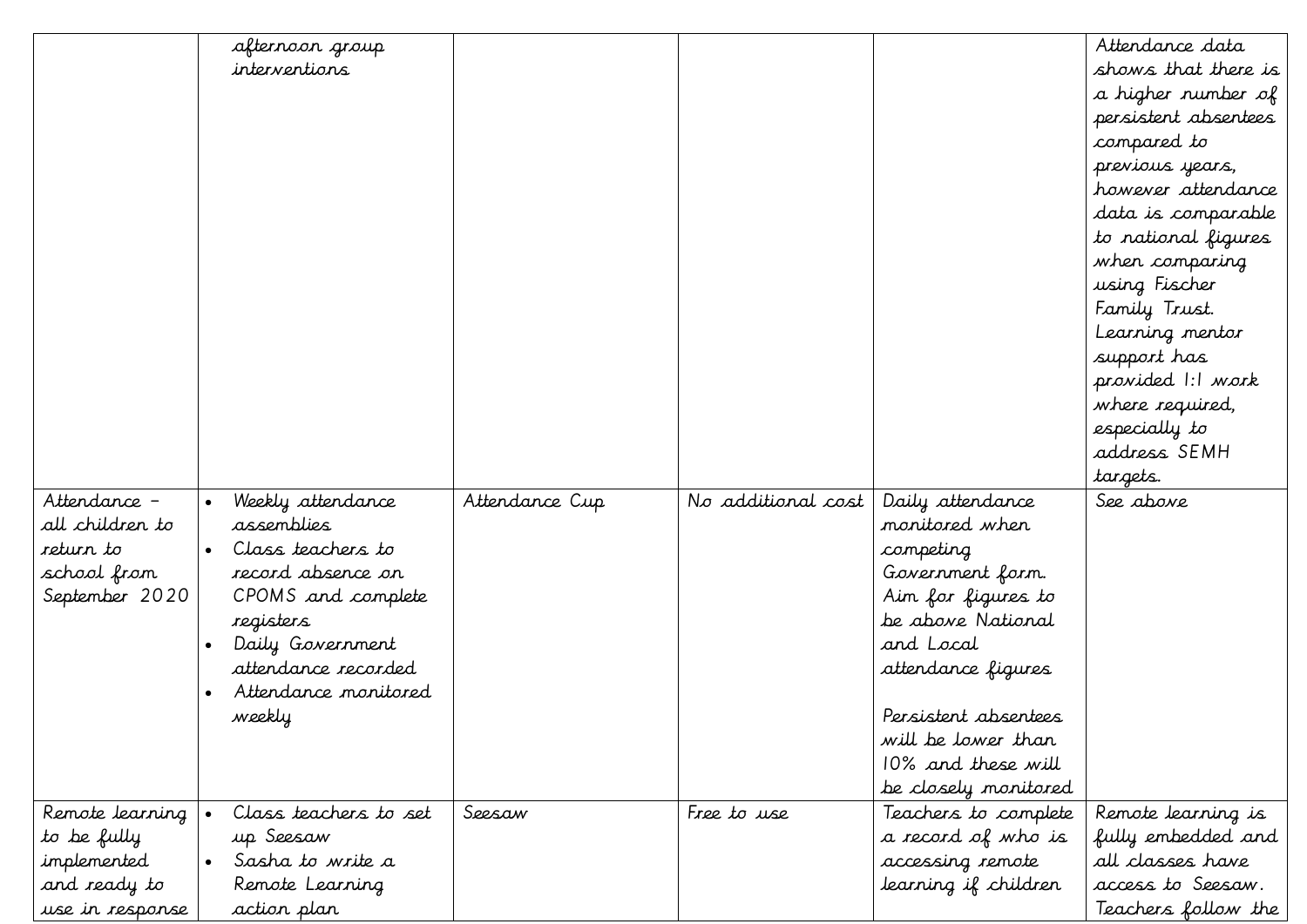| | | | | | |
|---|---|---|---|---|---|
| | afternoon group interventions | | | | Attendance data shows that there is a higher number of persistent absentees compared to previous years, however attendance data is comparable to national figures when comparing using Fischer Family Trust. Learning mentor support has provided 1:1 work where required, especially to address SEMH targets. |
| Attendance – all children to return to school from September 2020 | • Weekly attendance assemblies<br>• Class teachers to record absence on CPOMS and complete registers<br>• Daily Government attendance recorded<br>• Attendance monitored weekly | Attendance Cup | No additional cost | Daily attendance monitored when competing Government form. Aim for figures to be above National and Local attendance figures<br><br>Persistent absentees will be lower than 10% and these will be closely monitored | See above |
| Remote learning to be fully implemented and ready to use in response | • Class teachers to set up Seesaw<br>• Sasha to write a Remote Learning action plan | Seesaw | Free to use | Teachers to complete a record of who is accessing remote learning if children | Remote learning is fully embedded and all classes have access to Seesaw. Teachers follow the |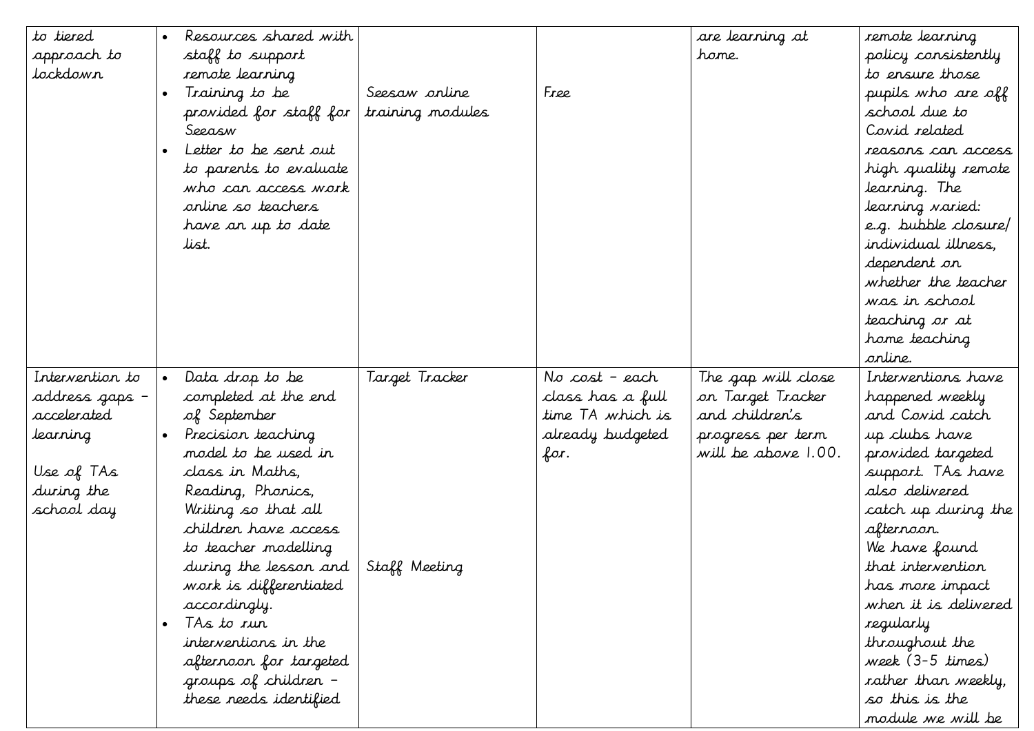| | | | | | |
|---|---|---|---|---|---|
| to tiered approach to lockdown | <ul><li>Resources shared with staff to support remote learning</li><li>Training to be provided for staff for Seeasw</li><li>Letter to be sent out to parents to evaluate who can access work online so teachers have an up to date list.</li></ul> | Seesaw online training modules | Free | are learning at home. | remote learning policy consistently to ensure those pupils who are off school due to Covid related reasons can access high quality remote learning. The learning varied: e.g. bubble closure/ individual illness, dependent on whether the teacher was in school teaching or at home teaching online. |
| Intervention to address gaps – accelerated learning<br><br>Use of TAs during the school day | <ul><li>Data drop to be completed at the end of September</li><li>Precision teaching model to be used in class in Maths, Reading, Phonics, Writing so that all children have access to teacher modelling during the lesson and work is differentiated accordingly.</li><li>TAs to run interventions in the afternoon for targeted groups of children – these needs identified</li></ul> | Target Tracker<br><br><br><br><br><br><br><br>Staff Meeting | No cost – each class has a full time TA which is already budgeted for. | The gap will close on Target Tracker and children's progress per term will be above 1.00. | Interventions have happened weekly and Covid catch up clubs have provided targeted support. TAs have also delivered catch up during the afternoon.<br>We have found that intervention has more impact when it is delivered regularly throughout the week (3-5 times) rather than weekly, so this is the module we will be |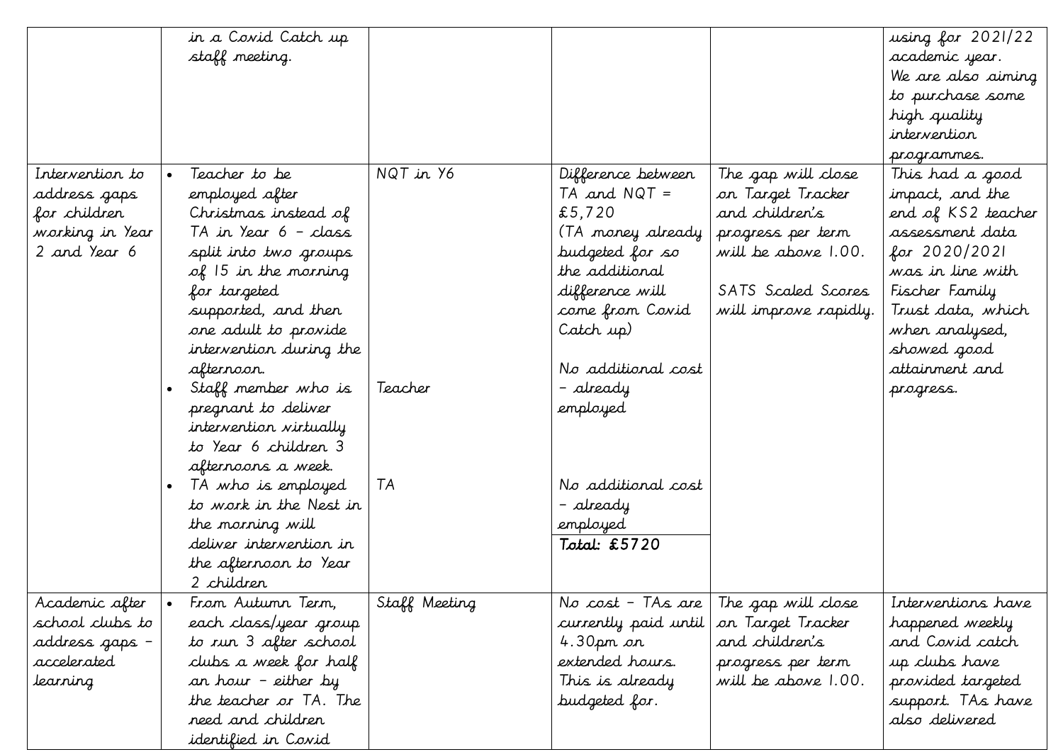| | | | | | |
|---|---|---|---|---|---|
| | in a Covid Catch up staff meeting. | | | | using for 2021/22 academic year. We are also aiming to purchase some high quality intervention programmes. |
| Intervention to address gaps for children working in Year 2 and Year 6 | • Teacher to be employed after Christmas instead of TA in Year 6 – class split into two groups of 15 in the morning for targeted supported, and then one adult to provide intervention during the afternoon.<br>• Staff member who is pregnant to deliver intervention virtually to Year 6 children 3 afternoons a week.<br>• TA who is employed to work in the Nest in the morning will deliver intervention in the afternoon to Year 2 children | NQT in Y6<br><br>Teacher<br><br>TA | Difference between TA and NQT = £5,720 (TA money already budgeted for so the additional difference will come from Covid Catch up)<br><br>No additional cost – already employed<br><br>No additional cost – already employed<br><br>**Total: £5720** | The gap will close on Target Tracker and children's progress per term will be above 1.00.<br><br>SATS Scaled Scores will improve rapidly. | This had a good impact, and the end of KS2 teacher assessment data for 2020/2021 was in line with Fischer Family Trust data, which when analysed, showed good attainment and progress. |
| Academic after school clubs to address gaps – accelerated learning | • From Autumn Term, each class/year group to run 3 after school clubs a week for half an hour – either by the teacher or TA. The need and children identified in Covid | Staff Meeting | No cost – TAs are currently paid until 4.30pm on extended hours. This is already budgeted for. | The gap will close on Target Tracker and children's progress per term will be above 1.00. | Interventions have happened weekly and Covid catch up clubs have provided targeted support. TAs have also delivered |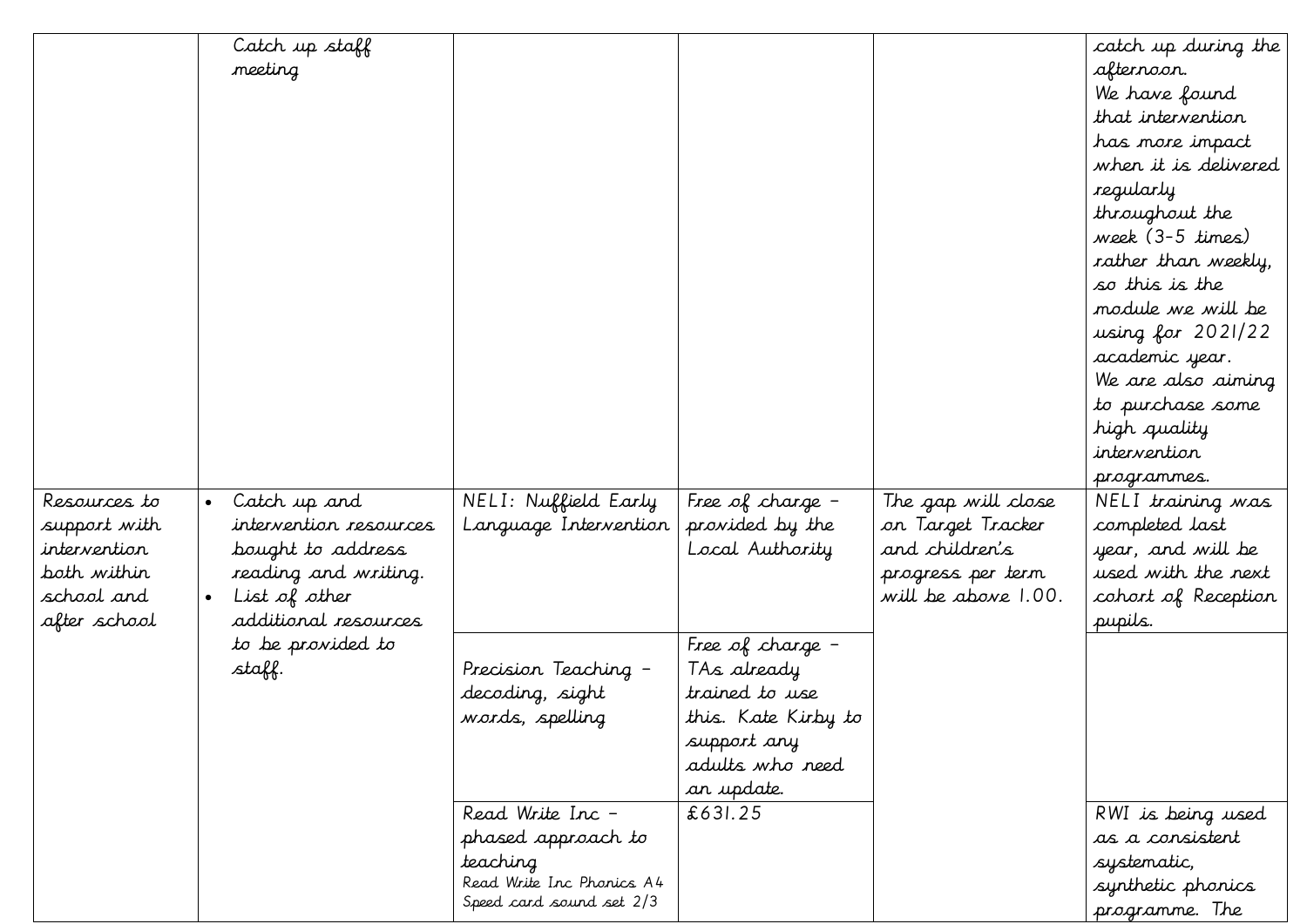| | | | | | |
|---|---|---|---|---|---|
| | Catch up staff meeting | | | | catch up during the afternoon. We have found that intervention has more impact when it is delivered regularly throughout the week (3-5 times) rather than weekly, so this is the module we will be using for 2021/22 academic year. We are also aiming to purchase some high quality intervention programmes. |
| Resources to support with intervention both within school and after school | • Catch up and intervention resources bought to address reading and writing. • List of other additional resources to be provided to staff. | NELI: Nuffield Early Language Intervention | Free of charge – provided by the Local Authority | The gap will close on Target Tracker and children's progress per term will be above 1.00. | NELI training was completed last year, and will be used with the next cohort of Reception pupils. |
| | | Precision Teaching – decoding, sight words, spelling | Free of charge – TAs already trained to use this. Kate Kirby to support any adults who need an update. | | |
| | | Read Write Inc – phased approach to teaching<br>Read Write Inc Phonics A4 Speed card sound set 2/3 | £631.25 | | RWI is being used as a consistent systematic, synthetic phonics programme. The |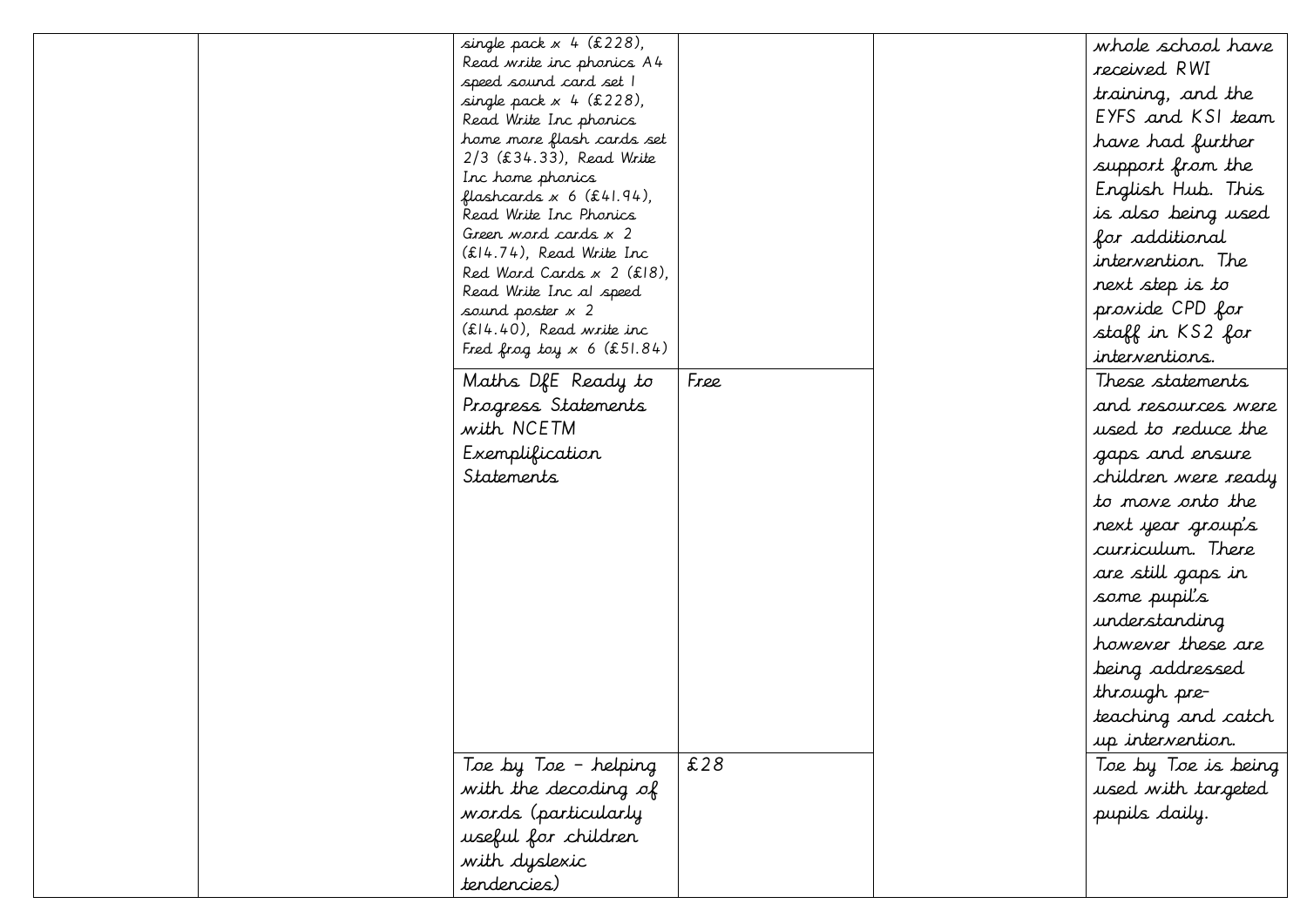| | | | | | |
|---|---|---|---|---|---|
| | | single pack x 4 (£228), Read write inc phonics A4 speed sound card set 1 single pack x 4 (£228), Read Write Inc phonics home more flash cards set 2/3 (£34.33), Read Write Inc home phonics flashcards x 6 (£41.94), Read Write Inc Phonics Green word cards x 2 (£14.74), Read Write Inc Red Word Cards x 2 (£18), Read Write Inc a1 speed sound poster x 2 (£14.40), Read write inc Fred frog toy x 6 (£51.84) | | | whole school have received RWI training, and the EYFS and KS1 team have had further support from the English Hub. This is also being used for additional intervention. The next step is to provide CPD for staff in KS2 for interventions. |
| | | Maths DfE Ready to Progress Statements with NCETM Exemplification Statements | Free | | These statements and resources were used to reduce the gaps and ensure children were ready to move onto the next year group's curriculum. There are still gaps in some pupil's understanding however these are being addressed through pre-teaching and catch up intervention. |
| | | Toe by Toe – helping with the decoding of words (particularly useful for children with dyslexic tendencies) | £28 | | Toe by Toe is being used with targeted pupils daily. |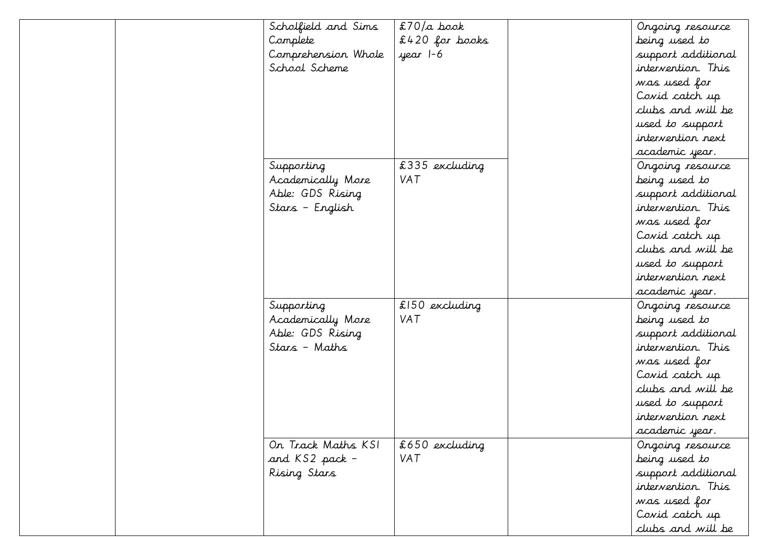| | | | | | |
|---|---|---|---|---|---|
| | | Scholfield and Sims Complete Comprehension Whole School Scheme | £70/a book £420 for books year 1-6 | | Ongoing resource being used to support additional intervention. This was used for Covid catch up clubs and will be used to support intervention next academic year. |
| | | Supporting Academically More Able: GDS Rising Stars – English | £335 excluding VAT | | Ongoing resource being used to support additional intervention. This was used for Covid catch up clubs and will be used to support intervention next academic year. |
| | | Supporting Academically More Able: GDS Rising Stars – Maths | £150 excluding VAT | | Ongoing resource being used to support additional intervention. This was used for Covid catch up clubs and will be used to support intervention next academic year. |
| | | On Track Maths KS1 and KS2 pack – Rising Stars | £650 excluding VAT | | Ongoing resource being used to support additional intervention. This was used for Covid catch up clubs and will be |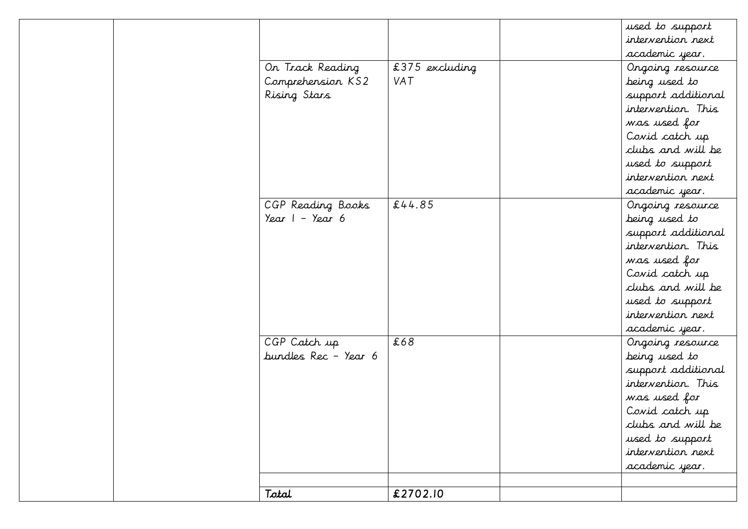| | | | | | |
|---|---|---|---|---|---|
| | | | | | used to support intervention next academic year. |
| | | On Track Reading Comprehension KS2 Rising Stars | £375 excluding VAT | | Ongoing resource being used to support additional intervention. This was used for Covid catch up clubs and will be used to support intervention next academic year. |
| | | CGP Reading Books Year 1 – Year 6 | £44.85 | | Ongoing resource being used to support additional intervention. This was used for Covid catch up clubs and will be used to support intervention next academic year. |
| | | CGP Catch up bundles Rec – Year 6 | £68 | | Ongoing resource being used to support additional intervention. This was used for Covid catch up clubs and will be used to support intervention next academic year. |
| | | | | | |
| | | Total | £2702.10 | | |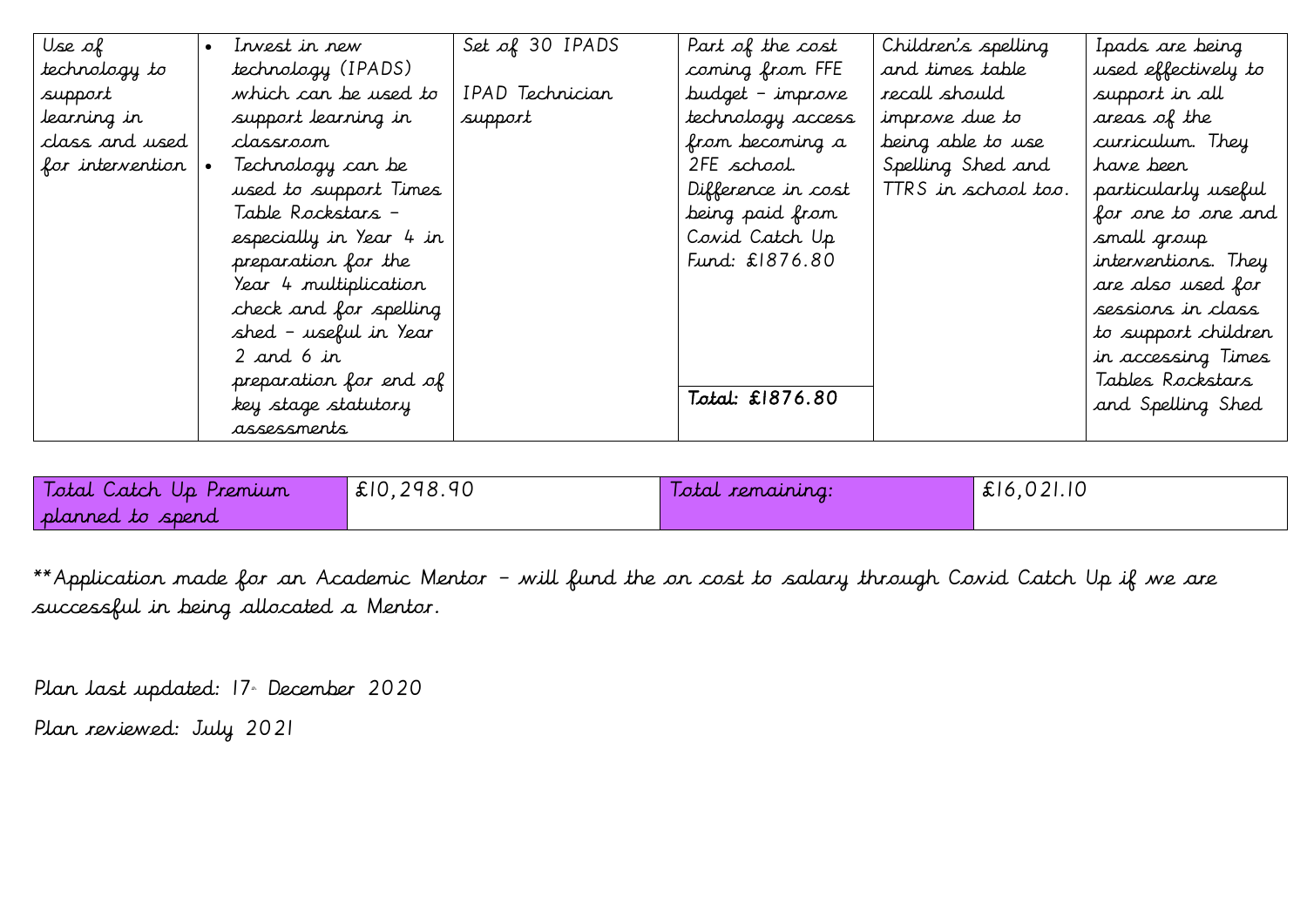| | | | | | |
|---|---|---|---|---|---|
| Use of technology to support learning in class and used for intervention | • Invest in new technology (IPADS) which can be used to support learning in classroom<br>• Technology can be used to support Times Table Rockstars – especially in Year 4 in preparation for the Year 4 multiplication check and for spelling shed – useful in Year 2 and 6 in preparation for end of key stage statutory assessments | Set of 30 IPADS<br><br>IPAD Technician support | Part of the cost coming from FFE budget – improve technology access from becoming a 2FE school. Difference in cost being paid from Covid Catch Up Fund: £1876.80<br><br>**Total: £1876.80** | Children's spelling and times table recall should improve due to being able to use Spelling Shed and TTRS in school too. | Ipads are being used effectively to support in all areas of the curriculum. They have been particularly useful for one to one and small group interventions. They are also used for sessions in class to support children in accessing Times Tables Rockstars and Spelling Shed |

| | | | |
|---|---|---|---|
| Total Catch Up Premium planned to spend | £10,298.90 | Total remaining: | £16,021.10 |

**Application made for an Academic Mentor – will fund the on cost to salary through Covid Catch Up if we are successful in being allocated a Mentor.

Plan last updated: 17th December 2020

Plan reviewed: July 2021